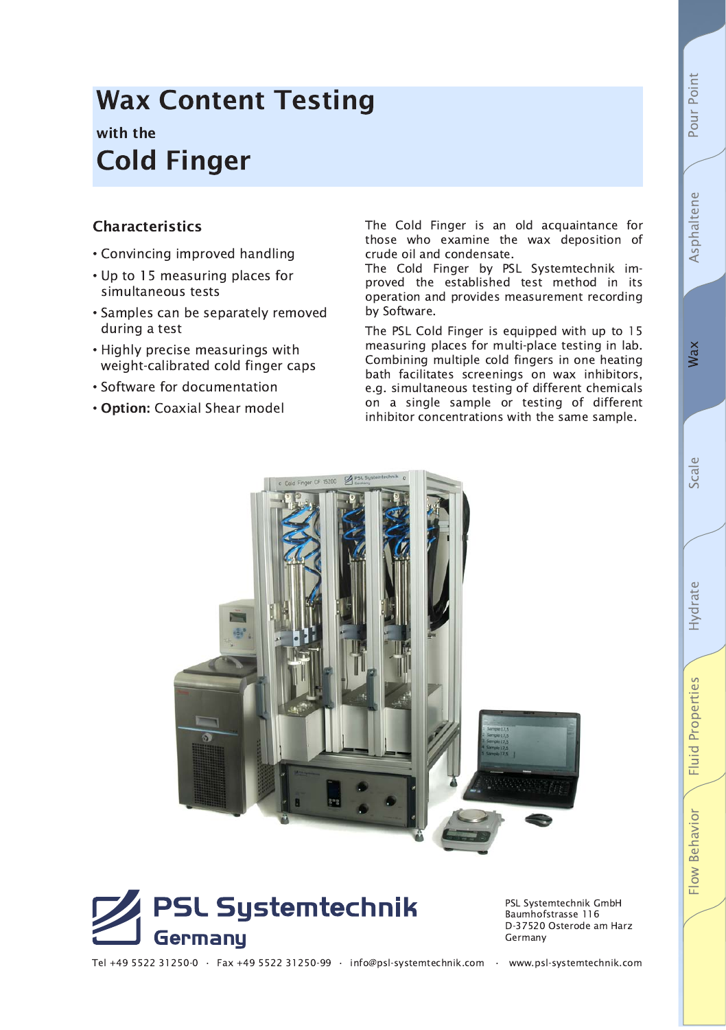# Wax Content Testing

### with the

# Cold Finger

## Characteristics

- Convincing improved handling
- Up to 15 measuring places for simultaneous tests
- Samples can be separately removed during a test
- Highly precise measurings with weight-calibrated cold finger caps
- Software for documentation
- **Option:** Coaxial Shear model

The Cold Finger is an old acquaintance for those who examine the wax deposition of crude oil and condensate.
The Cold Finger by PSL Systemtechnik improved the established test method in its operation and provides measurement recording by Software.

The PSL Cold Finger is equipped with up to 15 measuring places for multi-place testing in lab. Combining multiple cold fingers in one heating bath facilitates screenings on wax inhibitors, e.g. simultaneous testing of different chemicals on a single sample or testing of different inhibitor concentrations with the same sample.

PSL Systemtechnik Germany

PSL Systemtechnik GmbH
Baumhofstrasse 116
D-37520 Osterode am Harz
Germany

Tel +49 5522 31250-0 · Fax +49 5522 31250-99 · info@psl-systemtechnik.com · www.psl-systemtechnik.com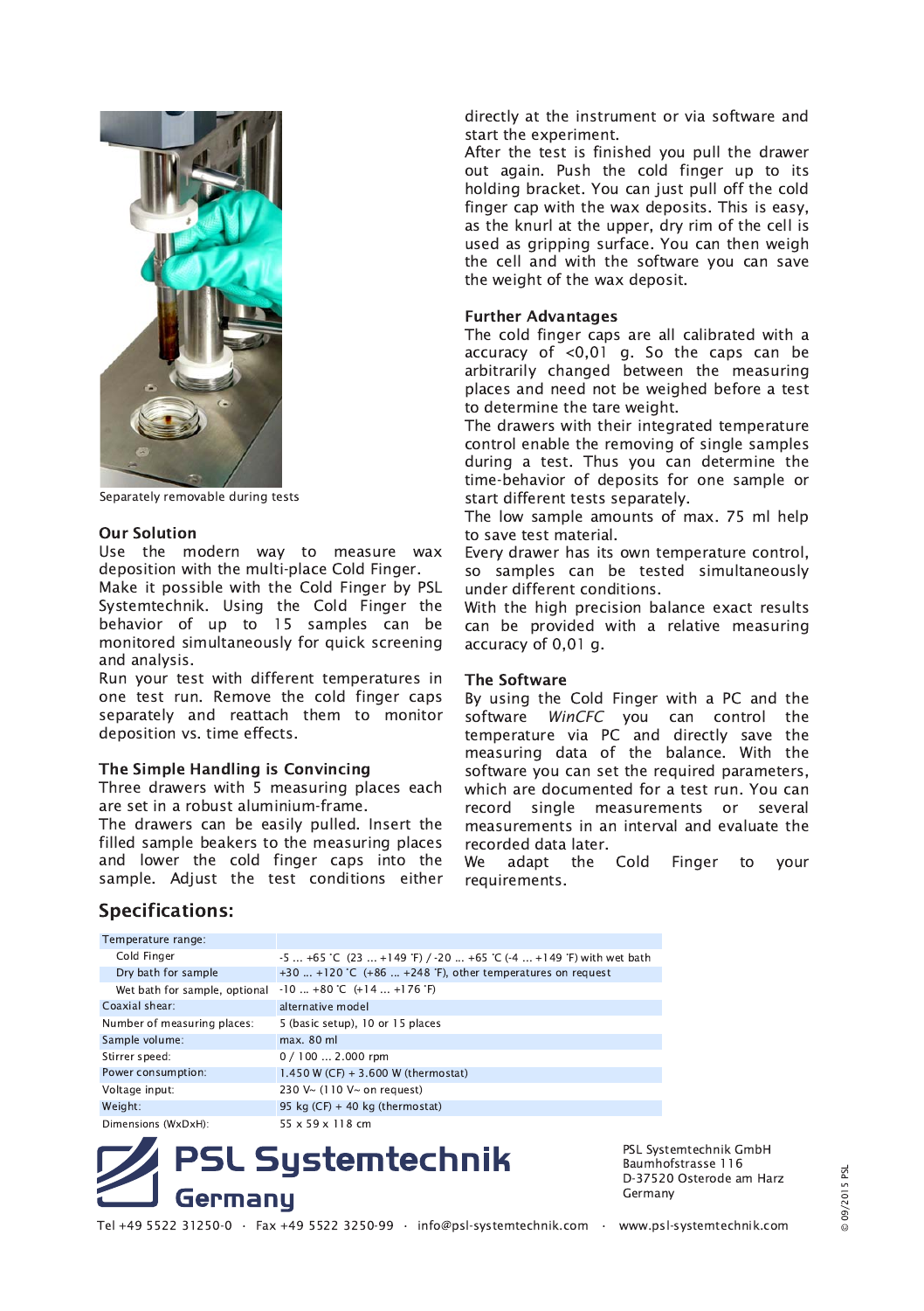Separately removable during tests

### Our Solution

Use the modern way to measure wax deposition with the multi-place Cold Finger. Make it possible with the Cold Finger by PSL Systemtechnik. Using the Cold Finger the behavior of up to 15 samples can be monitored simultaneously for quick screening and analysis.
Run your test with different temperatures in one test run. Remove the cold finger caps separately and reattach them to monitor deposition vs. time effects.

### The Simple Handling is Convincing

Three drawers with 5 measuring places each are set in a robust aluminium-frame.
The drawers can be easily pulled. Insert the filled sample beakers to the measuring places and lower the cold finger caps into the sample. Adjust the test conditions either directly at the instrument or via software and start the experiment.
After the test is finished you pull the drawer out again. Push the cold finger up to its holding bracket. You can just pull off the cold finger cap with the wax deposits. This is easy, as the knurl at the upper, dry rim of the cell is used as gripping surface. You can then weigh the cell and with the software you can save the weight of the wax deposit.

### Further Advantages

The cold finger caps are all calibrated with a accuracy of <0,01 g. So the caps can be arbitrarily changed between the measuring places and need not be weighed before a test to determine the tare weight.
The drawers with their integrated temperature control enable the removing of single samples during a test. Thus you can determine the time-behavior of deposits for one sample or start different tests separately.
The low sample amounts of max. 75 ml help to save test material.
Every drawer has its own temperature control, so samples can be tested simultaneously under different conditions.
With the high precision balance exact results can be provided with a relative measuring accuracy of 0,01 g.

### The Software

By using the Cold Finger with a PC and the software *WinCFC* you can control the temperature via PC and directly save the measuring data of the balance. With the software you can set the required parameters, which are documented for a test run. You can record single measurements or several measurements in an interval and evaluate the recorded data later.
We adapt the Cold Finger to your requirements.

## Specifications:

| | |
|---|---|
| Temperature range: | |
| Cold Finger | -5 ... +65 °C (23 ... +149 °F) / -20 ... +65 °C (-4 ... +149 °F) with wet bath |
| Dry bath for sample | +30 ... +120 °C (+86 ... +248 °F), other temperatures on request |
| Wet bath for sample, optional | -10 ... +80 °C (+14 ... +176 °F) |
| Coaxial shear: | alternative model |
| Number of measuring places: | 5 (basic setup), 10 or 15 places |
| Sample volume: | max. 80 ml |
| Stirrer speed: | 0 / 100 ... 2.000 rpm |
| Power consumption: | 1.450 W (CF) + 3.600 W (thermostat) |
| Voltage input: | 230 V~ (110 V~ on request) |
| Weight: | 95 kg (CF) + 40 kg (thermostat) |
| Dimensions (WxDxH): | 55 x 59 x 118 cm |

**PSL Systemtechnik Germany**

PSL Systemtechnik GmbH
Baumhofstrasse 116
D-37520 Osterode am Harz
Germany

Tel +49 5522 31250-0 · Fax +49 5522 3250-99 · info@psl-systemtechnik.com · www.psl-systemtechnik.com

© 09/2015 PSL